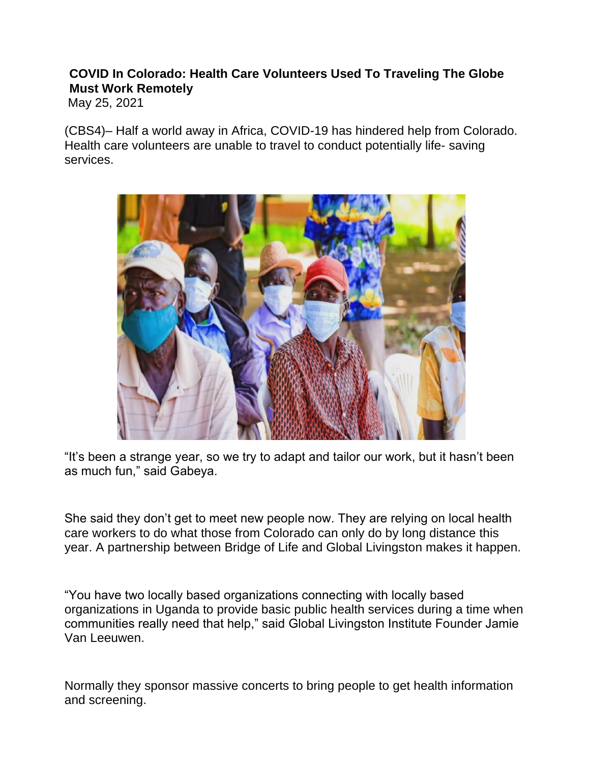**COVID In Colorado: Health Care Volunteers Used To Traveling The Globe Must Work Remotely**

May 25, 2021

(CBS4)– Half a world away in Africa, COVID-19 has hindered help from Colorado. Health care volunteers are unable to travel to conduct potentially life- saving services.

“It’s been a strange year, so we try to adapt and tailor our work, but it hasn’t been as much fun,” said Gabeya.

She said they don’t get to meet new people now. They are relying on local health care workers to do what those from Colorado can only do by long distance this year. A partnership between Bridge of Life and Global Livingston makes it happen.

“You have two locally based organizations connecting with locally based organizations in Uganda to provide basic public health services during a time when communities really need that help,” said Global Livingston Institute Founder Jamie Van Leeuwen.

Normally they sponsor massive concerts to bring people to get health information and screening.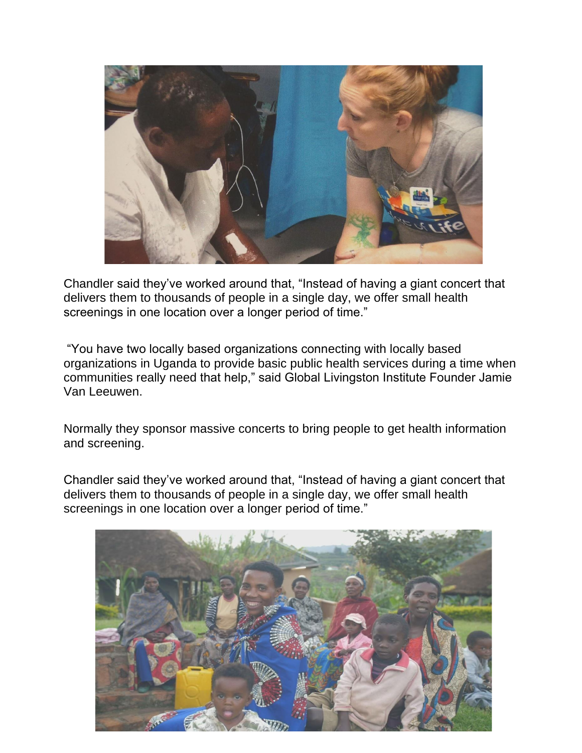Chandler said they've worked around that, "Instead of having a giant concert that delivers them to thousands of people in a single day, we offer small health screenings in one location over a longer period of time."

"You have two locally based organizations connecting with locally based organizations in Uganda to provide basic public health services during a time when communities really need that help," said Global Livingston Institute Founder Jamie Van Leeuwen.

Normally they sponsor massive concerts to bring people to get health information and screening.

Chandler said they've worked around that, "Instead of having a giant concert that delivers them to thousands of people in a single day, we offer small health screenings in one location over a longer period of time."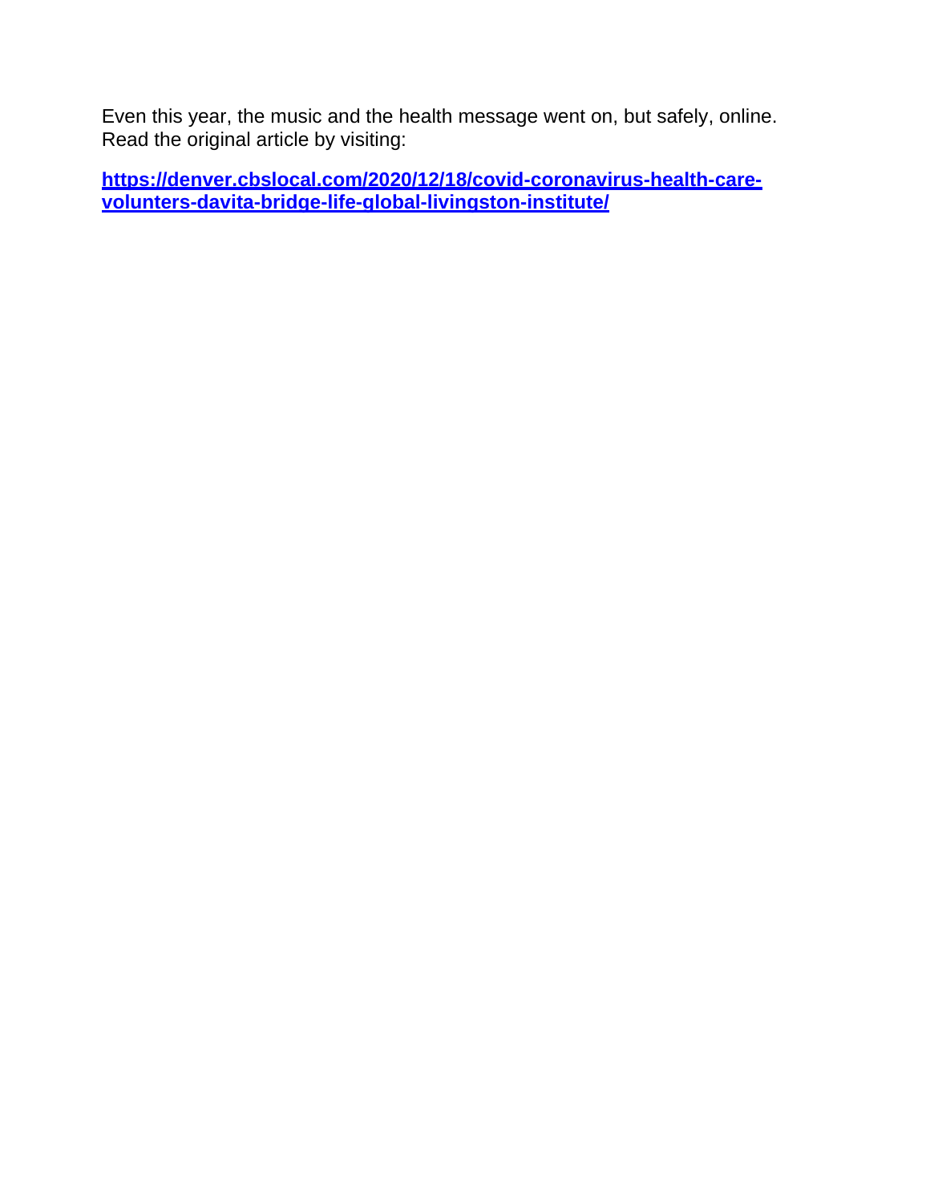Even this year, the music and the health message went on, but safely, online. Read the original article by visiting:

**[https://denver.cbslocal.com/2020/12/18/covid-coronavirus-health-care-volunters-davita-bridge-life-global-livingston-institute/](https://denver.cbslocal.com/2020/12/18/covid-coronavirus-health-care-volunters-davita-bridge-life-global-livingston-institute/)**